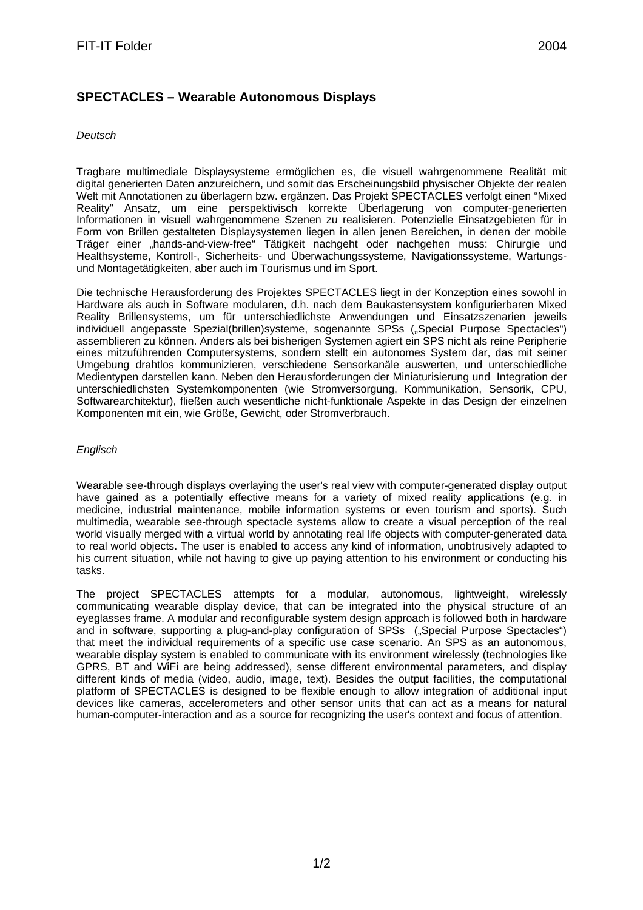# SPECTACLES – Wearable Autonomous Displays

*Deutsch*

Tragbare multimediale Displaysysteme ermöglichen es, die visuell wahrgenommene Realität mit digital generierten Daten anzureichern, und somit das Erscheinungsbild physischer Objekte der realen Welt mit Annotationen zu überlagern bzw. ergänzen. Das Projekt SPECTACLES verfolgt einen "Mixed Reality" Ansatz, um eine perspektivisch korrekte Überlagerung von computer-generierten Informationen in visuell wahrgenommene Szenen zu realisieren. Potenzielle Einsatzgebieten für in Form von Brillen gestalteten Displaysystemen liegen in allen jenen Bereichen, in denen der mobile Träger einer „hands-and-view-free" Tätigkeit nachgeht oder nachgehen muss: Chirurgie und Healthsysteme, Kontroll-, Sicherheits- und Überwachungssysteme, Navigationssysteme, Wartungs- und Montagetätigkeiten, aber auch im Tourismus und im Sport.

Die technische Herausforderung des Projektes SPECTACLES liegt in der Konzeption eines sowohl in Hardware als auch in Software modularen, d.h. nach dem Baukastensystem konfigurierbaren Mixed Reality Brillensystems, um für unterschiedlichste Anwendungen und Einsatzszenarien jeweils individuell angepasste Spezial(brillen)systeme, sogenannte SPSs („Special Purpose Spectacles") assemblieren zu können. Anders als bei bisherigen Systemen agiert ein SPS nicht als reine Peripherie eines mitzuführenden Computersystems, sondern stellt ein autonomes System dar, das mit seiner Umgebung drahtlos kommunizieren, verschiedene Sensorkanäle auswerten, und unterschiedliche Medientypen darstellen kann. Neben den Herausforderungen der Miniaturisierung und Integration der unterschiedlichsten Systemkomponenten (wie Stromversorgung, Kommunikation, Sensorik, CPU, Softwarearchitektur), fließen auch wesentliche nicht-funktionale Aspekte in das Design der einzelnen Komponenten mit ein, wie Größe, Gewicht, oder Stromverbrauch.

*Englisch*

Wearable see-through displays overlaying the user's real view with computer-generated display output have gained as a potentially effective means for a variety of mixed reality applications (e.g. in medicine, industrial maintenance, mobile information systems or even tourism and sports). Such multimedia, wearable see-through spectacle systems allow to create a visual perception of the real world visually merged with a virtual world by annotating real life objects with computer-generated data to real world objects. The user is enabled to access any kind of information, unobtrusively adapted to his current situation, while not having to give up paying attention to his environment or conducting his tasks.

The project SPECTACLES attempts for a modular, autonomous, lightweight, wirelessly communicating wearable display device, that can be integrated into the physical structure of an eyeglasses frame. A modular and reconfigurable system design approach is followed both in hardware and in software, supporting a plug-and-play configuration of SPSs („Special Purpose Spectacles") that meet the individual requirements of a specific use case scenario. An SPS as an autonomous, wearable display system is enabled to communicate with its environment wirelessly (technologies like GPRS, BT and WiFi are being addressed), sense different environmental parameters, and display different kinds of media (video, audio, image, text). Besides the output facilities, the computational platform of SPECTACLES is designed to be flexible enough to allow integration of additional input devices like cameras, accelerometers and other sensor units that can act as a means for natural human-computer-interaction and as a source for recognizing the user's context and focus of attention.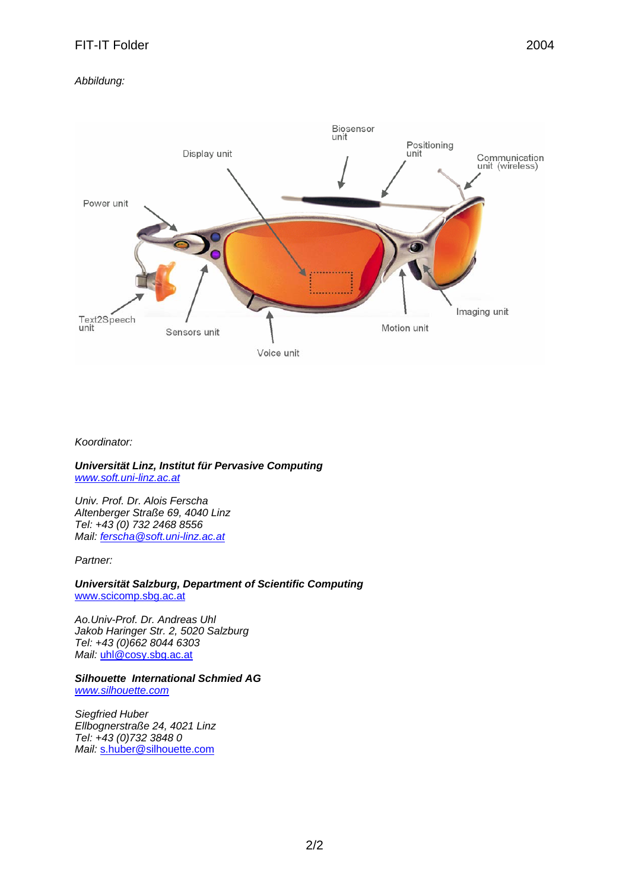*Abbildung:*

Biosensor unit

Positioning unit

Communication unit (wireless)

Display unit

Power unit

Text2Speech unit

Sensors unit

Voice unit

Motion unit

Imaging unit

*Koordinator:*

***Universität Linz, Institut für Pervasive Computing***
*www.soft.uni-linz.ac.at*

*Univ. Prof. Dr. Alois Ferscha*
*Altenberger Straße 69, 4040 Linz*
*Tel: +43 (0) 732 2468 8556*
*Mail: ferscha@soft.uni-linz.ac.at*

*Partner:*

***Universität Salzburg, Department of Scientific Computing***
www.scicomp.sbg.ac.at

*Ao.Univ-Prof. Dr. Andreas Uhl*
*Jakob Haringer Str. 2, 5020 Salzburg*
*Tel: +43 (0)662 8044 6303*
*Mail:* uhl@cosy.sbg.ac.at

***Silhouette International Schmied AG***
*www.silhouette.com*

*Siegfried Huber*
*Ellbognerstraße 24, 4021 Linz*
*Tel: +43 (0)732 3848 0*
*Mail:* s.huber@silhouette.com